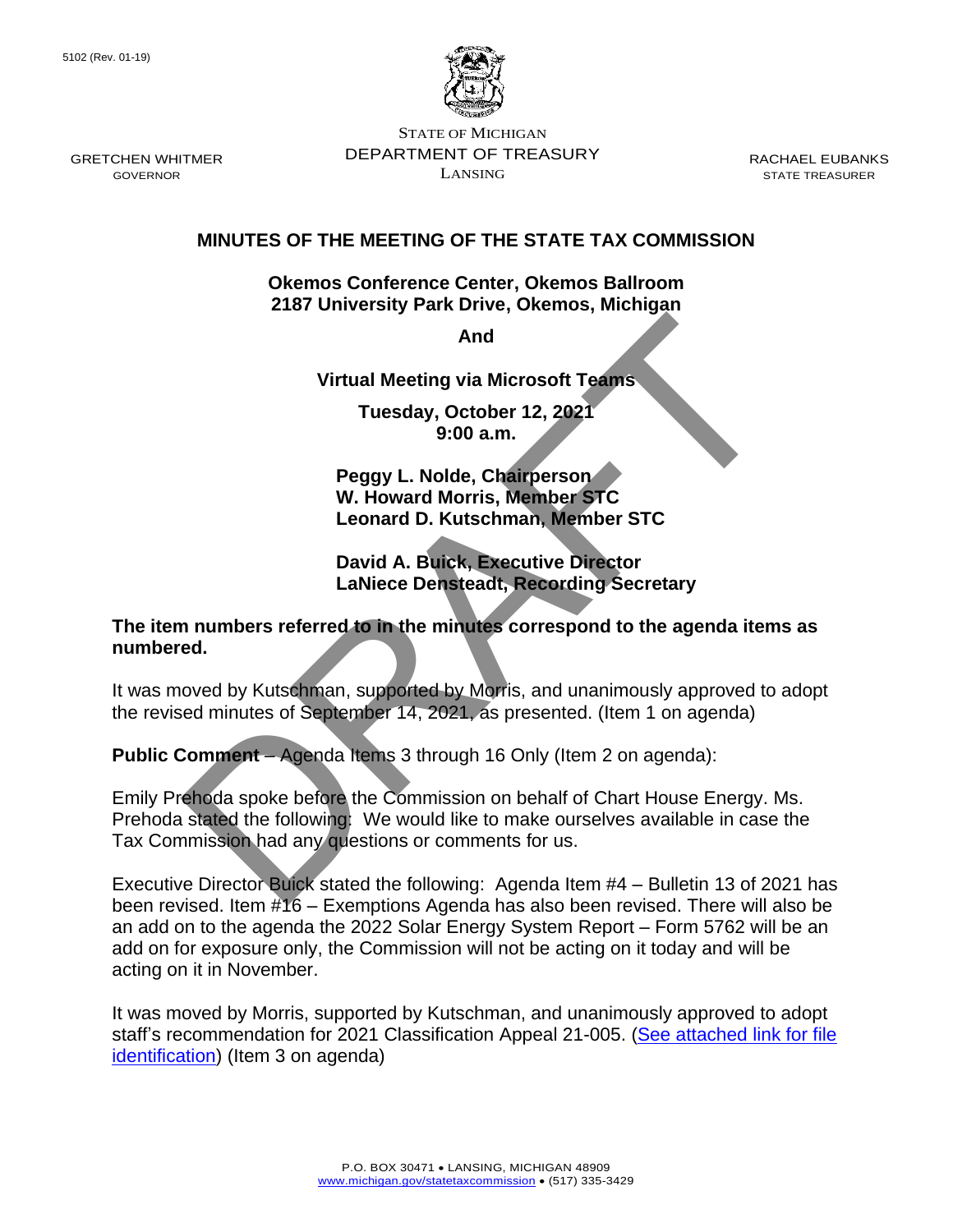5102 (Rev. 01-19)

GRETCHEN WHITMER
GOVERNOR

STATE OF MICHIGAN
DEPARTMENT OF TREASURY
LANSING

RACHAEL EUBANKS
STATE TREASURER

## MINUTES OF THE MEETING OF THE STATE TAX COMMISSION

**Okemos Conference Center, Okemos Ballroom**
**2187 University Park Drive, Okemos, Michigan**

**And**

**Virtual Meeting via Microsoft Teams**

**Tuesday, October 12, 2021**
**9:00 a.m.**

**Peggy L. Nolde, Chairperson**
**W. Howard Morris, Member STC**
**Leonard D. Kutschman, Member STC**

**David A. Buick, Executive Director**
**LaNiece Densteadt, Recording Secretary**

**The item numbers referred to in the minutes correspond to the agenda items as numbered.**

It was moved by Kutschman, supported by Morris, and unanimously approved to adopt the revised minutes of September 14, 2021, as presented. (Item 1 on agenda)

**Public Comment** – Agenda Items 3 through 16 Only (Item 2 on agenda):

Emily Prehoda spoke before the Commission on behalf of Chart House Energy. Ms. Prehoda stated the following: We would like to make ourselves available in case the Tax Commission had any questions or comments for us.

Executive Director Buick stated the following: Agenda Item #4 – Bulletin 13 of 2021 has been revised. Item #16 – Exemptions Agenda has also been revised. There will also be an add on to the agenda the 2022 Solar Energy System Report – Form 5762 will be an add on for exposure only, the Commission will not be acting on it today and will be acting on it in November.

It was moved by Morris, supported by Kutschman, and unanimously approved to adopt staff's recommendation for 2021 Classification Appeal 21-005. (See attached link for file identification) (Item 3 on agenda)

P.O. BOX 30471 • LANSING, MICHIGAN 48909
www.michigan.gov/statetaxcommission • (517) 335-3429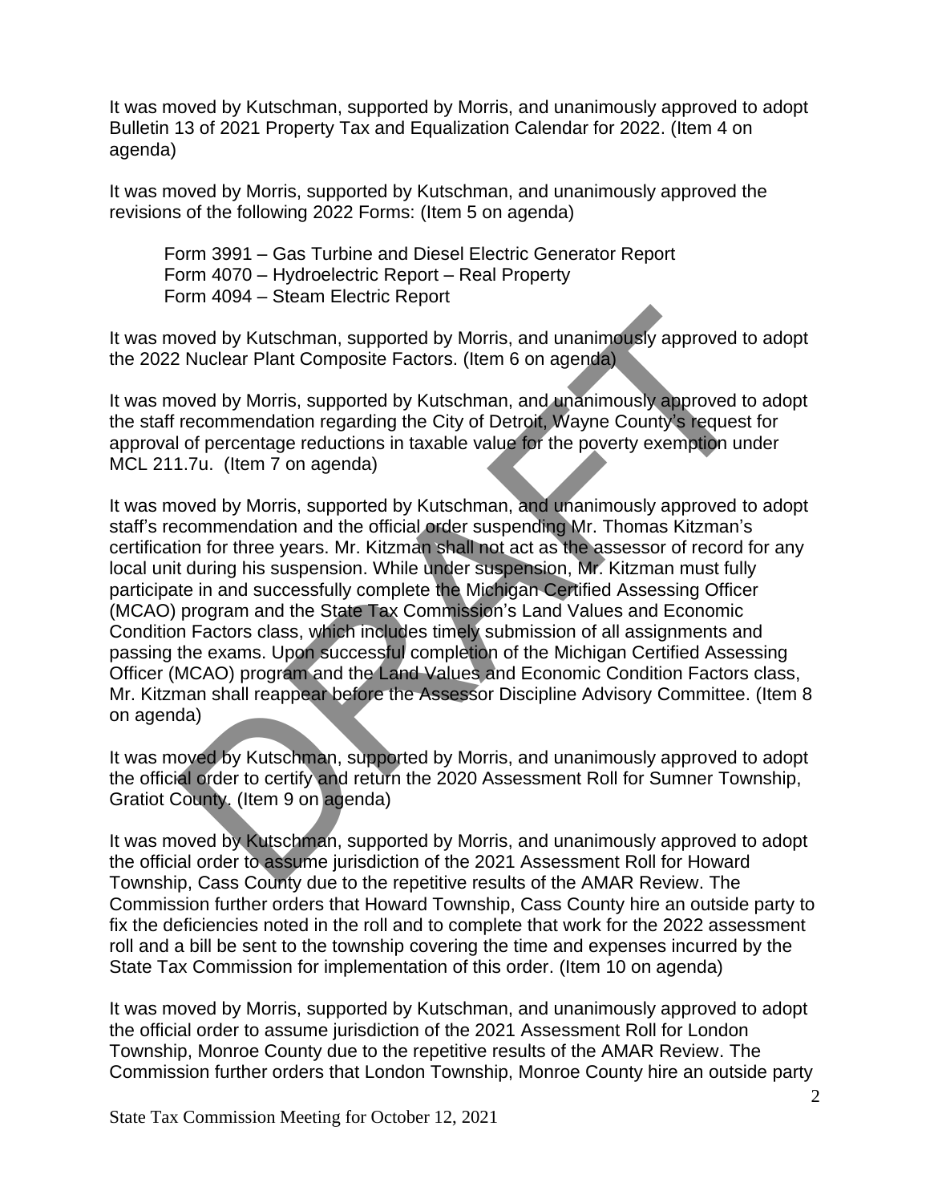It was moved by Kutschman, supported by Morris, and unanimously approved to adopt Bulletin 13 of 2021 Property Tax and Equalization Calendar for 2022. (Item 4 on agenda)

It was moved by Morris, supported by Kutschman, and unanimously approved the revisions of the following 2022 Forms: (Item 5 on agenda)

Form 3991 – Gas Turbine and Diesel Electric Generator Report
Form 4070 – Hydroelectric Report – Real Property
Form 4094 – Steam Electric Report

It was moved by Kutschman, supported by Morris, and unanimously approved to adopt the 2022 Nuclear Plant Composite Factors. (Item 6 on agenda)

It was moved by Morris, supported by Kutschman, and unanimously approved to adopt the staff recommendation regarding the City of Detroit, Wayne County's request for approval of percentage reductions in taxable value for the poverty exemption under MCL 211.7u. (Item 7 on agenda)

It was moved by Morris, supported by Kutschman, and unanimously approved to adopt staff's recommendation and the official order suspending Mr. Thomas Kitzman's certification for three years. Mr. Kitzman shall not act as the assessor of record for any local unit during his suspension. While under suspension, Mr. Kitzman must fully participate in and successfully complete the Michigan Certified Assessing Officer (MCAO) program and the State Tax Commission's Land Values and Economic Condition Factors class, which includes timely submission of all assignments and passing the exams. Upon successful completion of the Michigan Certified Assessing Officer (MCAO) program and the Land Values and Economic Condition Factors class, Mr. Kitzman shall reappear before the Assessor Discipline Advisory Committee. (Item 8 on agenda)

It was moved by Kutschman, supported by Morris, and unanimously approved to adopt the official order to certify and return the 2020 Assessment Roll for Sumner Township, Gratiot County. (Item 9 on agenda)

It was moved by Kutschman, supported by Morris, and unanimously approved to adopt the official order to assume jurisdiction of the 2021 Assessment Roll for Howard Township, Cass County due to the repetitive results of the AMAR Review. The Commission further orders that Howard Township, Cass County hire an outside party to fix the deficiencies noted in the roll and to complete that work for the 2022 assessment roll and a bill be sent to the township covering the time and expenses incurred by the State Tax Commission for implementation of this order. (Item 10 on agenda)

It was moved by Morris, supported by Kutschman, and unanimously approved to adopt the official order to assume jurisdiction of the 2021 Assessment Roll for London Township, Monroe County due to the repetitive results of the AMAR Review. The Commission further orders that London Township, Monroe County hire an outside party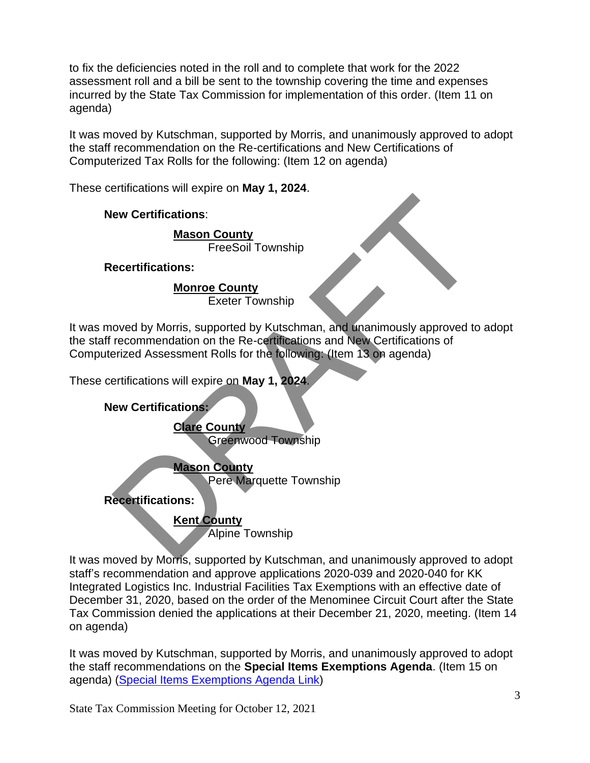to fix the deficiencies noted in the roll and to complete that work for the 2022 assessment roll and a bill be sent to the township covering the time and expenses incurred by the State Tax Commission for implementation of this order. (Item 11 on agenda)

It was moved by Kutschman, supported by Morris, and unanimously approved to adopt the staff recommendation on the Re-certifications and New Certifications of Computerized Tax Rolls for the following: (Item 12 on agenda)

These certifications will expire on **May 1, 2024**.

**New Certifications**:

**Mason County**
FreeSoil Township

**Recertifications:**

**Monroe County**
Exeter Township

It was moved by Morris, supported by Kutschman, and unanimously approved to adopt the staff recommendation on the Re-certifications and New Certifications of Computerized Assessment Rolls for the following: (Item 13 on agenda)

These certifications will expire on **May 1, 2024**.

**New Certifications:**

**Clare County**
Greenwood Township

**Mason County**
Pere Marquette Township

**Recertifications:**

**Kent County**
Alpine Township

It was moved by Morris, supported by Kutschman, and unanimously approved to adopt staff's recommendation and approve applications 2020-039 and 2020-040 for KK Integrated Logistics Inc. Industrial Facilities Tax Exemptions with an effective date of December 31, 2020, based on the order of the Menominee Circuit Court after the State Tax Commission denied the applications at their December 21, 2020, meeting. (Item 14 on agenda)

It was moved by Kutschman, supported by Morris, and unanimously approved to adopt the staff recommendations on the **Special Items Exemptions Agenda**. (Item 15 on agenda) (Special Items Exemptions Agenda Link)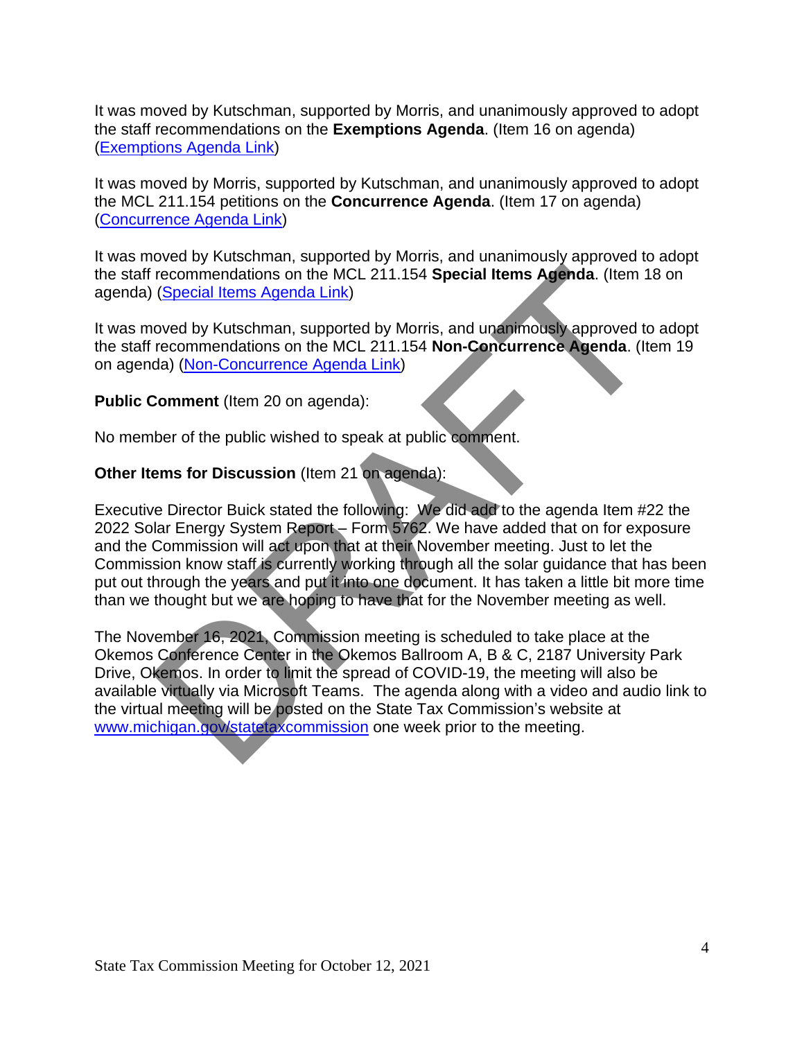It was moved by Kutschman, supported by Morris, and unanimously approved to adopt the staff recommendations on the **Exemptions Agenda**. (Item 16 on agenda) (Exemptions Agenda Link)

It was moved by Morris, supported by Kutschman, and unanimously approved to adopt the MCL 211.154 petitions on the **Concurrence Agenda**. (Item 17 on agenda) (Concurrence Agenda Link)

It was moved by Kutschman, supported by Morris, and unanimously approved to adopt the staff recommendations on the MCL 211.154 **Special Items Agenda**. (Item 18 on agenda) (Special Items Agenda Link)

It was moved by Kutschman, supported by Morris, and unanimously approved to adopt the staff recommendations on the MCL 211.154 **Non-Concurrence Agenda**. (Item 19 on agenda) (Non-Concurrence Agenda Link)

**Public Comment** (Item 20 on agenda):

No member of the public wished to speak at public comment.

**Other Items for Discussion** (Item 21 on agenda):

Executive Director Buick stated the following: We did add to the agenda Item #22 the 2022 Solar Energy System Report – Form 5762. We have added that on for exposure and the Commission will act upon that at their November meeting. Just to let the Commission know staff is currently working through all the solar guidance that has been put out through the years and put it into one document. It has taken a little bit more time than we thought but we are hoping to have that for the November meeting as well.

The November 16, 2021, Commission meeting is scheduled to take place at the Okemos Conference Center in the Okemos Ballroom A, B & C, 2187 University Park Drive, Okemos. In order to limit the spread of COVID-19, the meeting will also be available virtually via Microsoft Teams. The agenda along with a video and audio link to the virtual meeting will be posted on the State Tax Commission's website at www.michigan.gov/statetaxcommission one week prior to the meeting.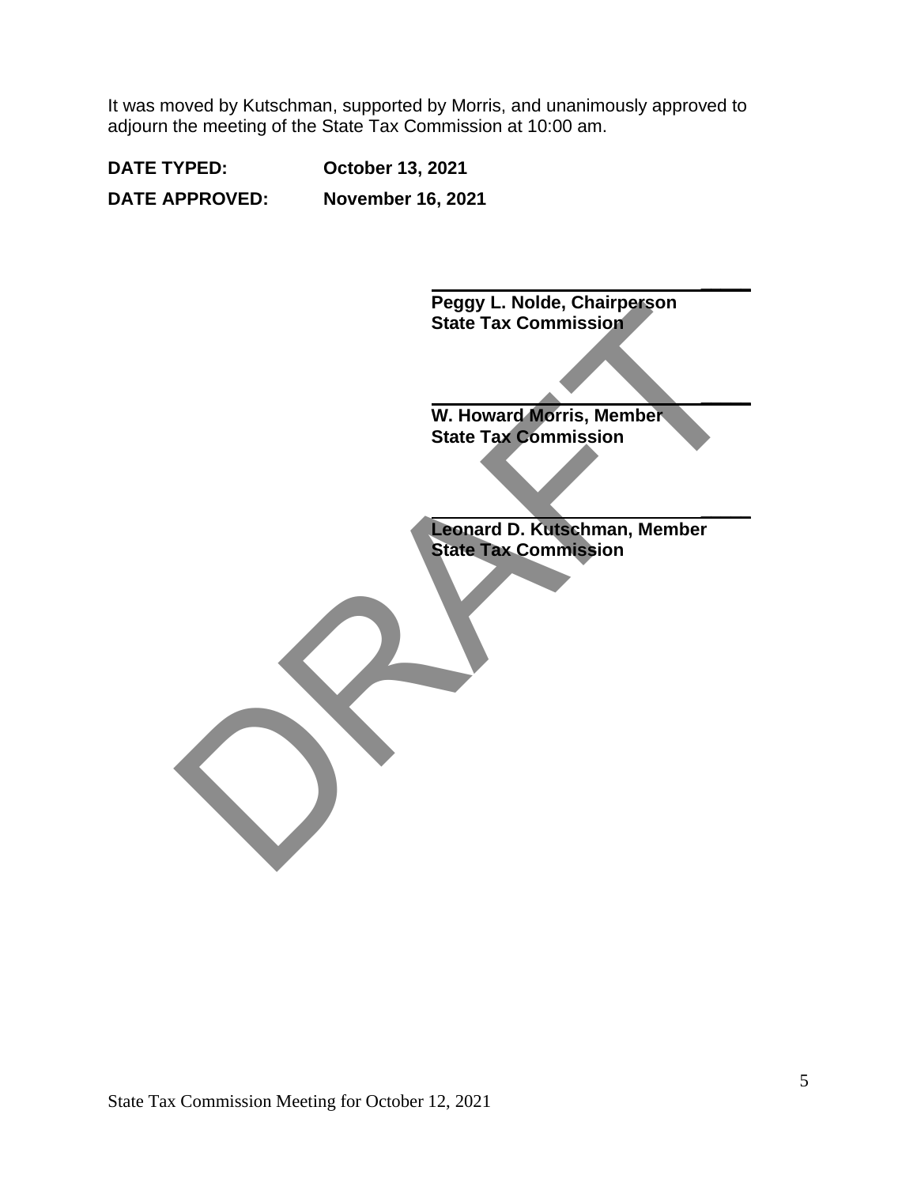It was moved by Kutschman, supported by Morris, and unanimously approved to adjourn the meeting of the State Tax Commission at 10:00 am.

**DATE TYPED:** **October 13, 2021**

**DATE APPROVED:** **November 16, 2021**

**Peggy L. Nolde, Chairperson**
**State Tax Commission**

**W. Howard Morris, Member**
**State Tax Commission**

**Leonard D. Kutschman, Member**
**State Tax Commission**

DRAFT